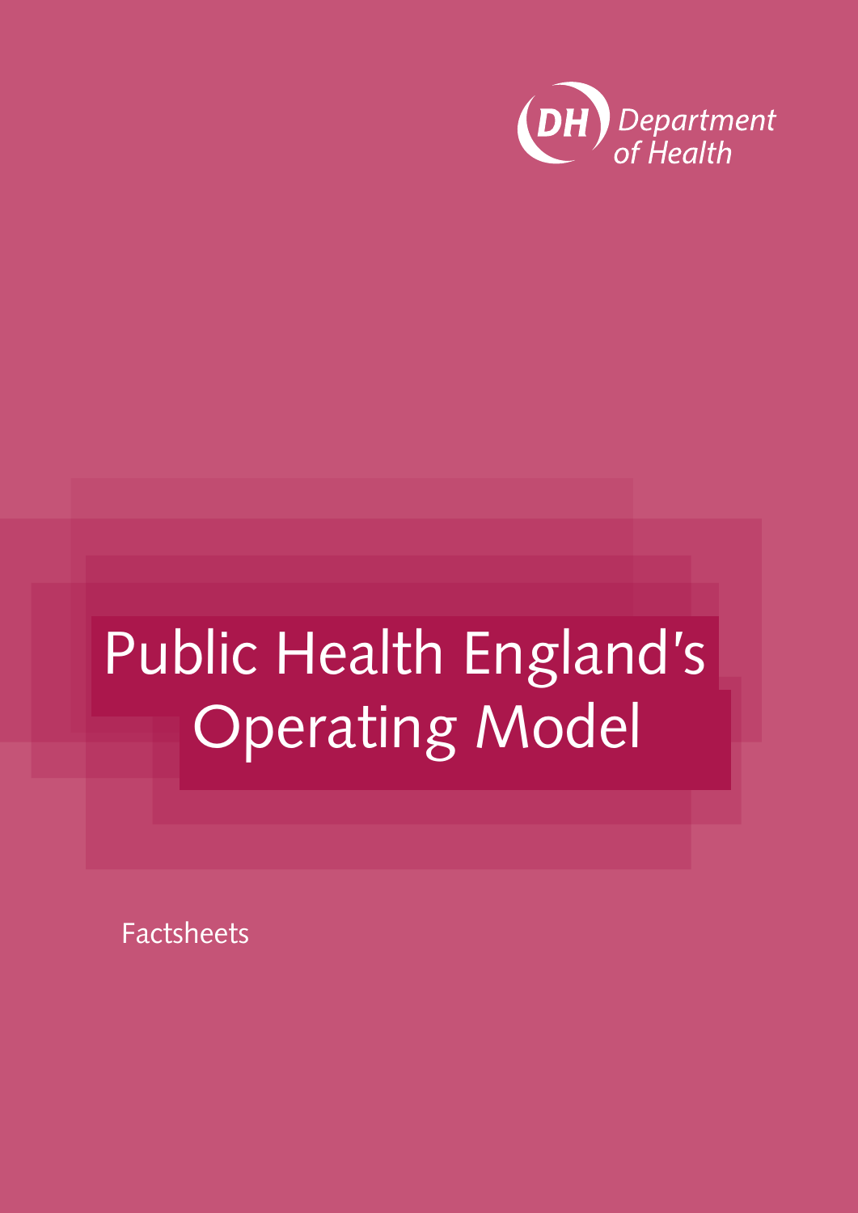Department of Health

# Public Health England's Operating Model

Factsheets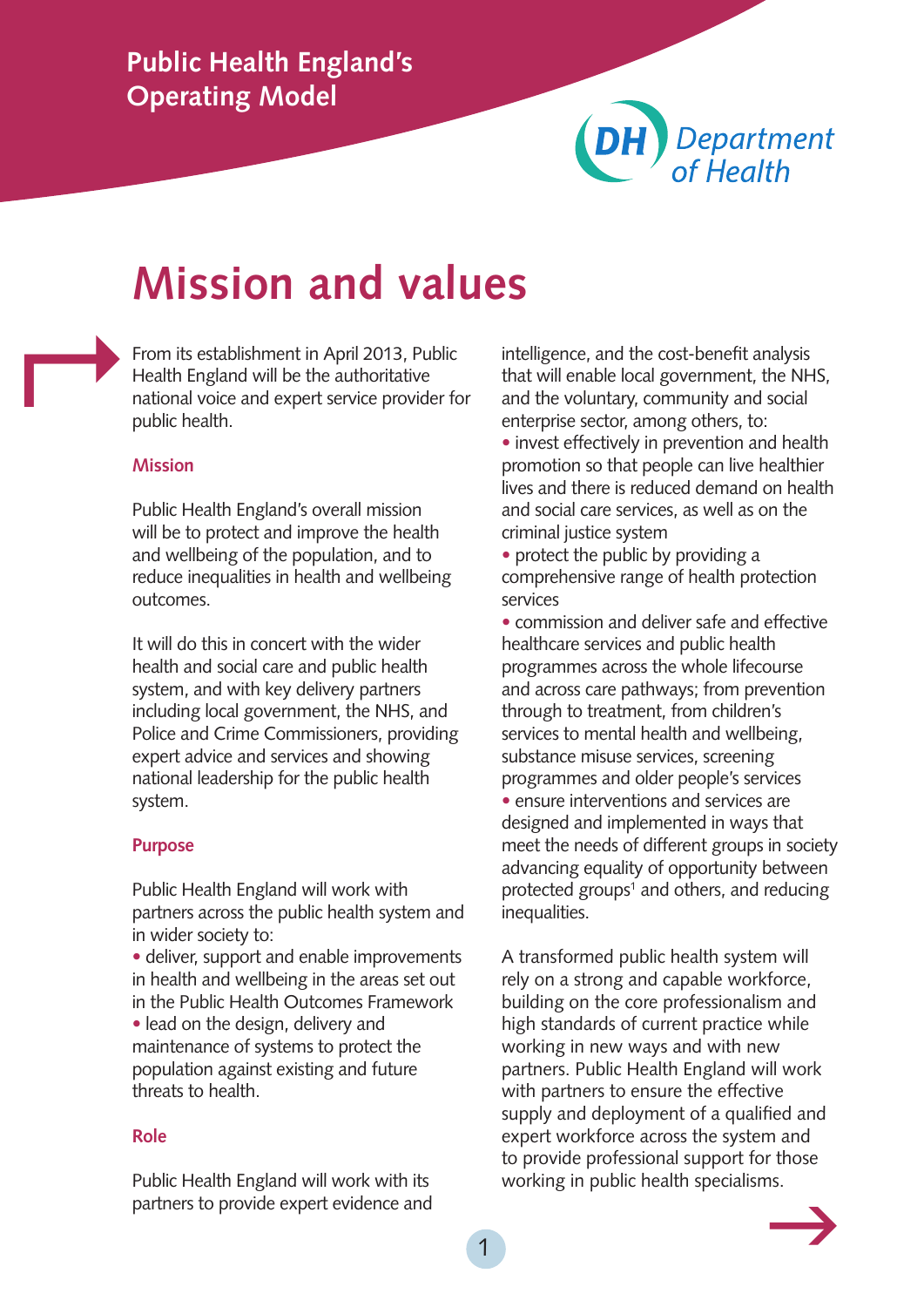Public Health England's Operating Model

# Mission and values

From its establishment in April 2013, Public Health England will be the authoritative national voice and expert service provider for public health.

### Mission

Public Health England's overall mission will be to protect and improve the health and wellbeing of the population, and to reduce inequalities in health and wellbeing outcomes.

It will do this in concert with the wider health and social care and public health system, and with key delivery partners including local government, the NHS, and Police and Crime Commissioners, providing expert advice and services and showing national leadership for the public health system.

### Purpose

Public Health England will work with partners across the public health system and in wider society to:

- deliver, support and enable improvements in health and wellbeing in the areas set out in the Public Health Outcomes Framework
- lead on the design, delivery and maintenance of systems to protect the population against existing and future threats to health.

### Role

Public Health England will work with its partners to provide expert evidence and intelligence, and the cost-benefit analysis that will enable local government, the NHS, and the voluntary, community and social enterprise sector, among others, to:

- invest effectively in prevention and health promotion so that people can live healthier lives and there is reduced demand on health and social care services, as well as on the criminal justice system
- protect the public by providing a comprehensive range of health protection services
- commission and deliver safe and effective healthcare services and public health programmes across the whole lifecourse and across care pathways; from prevention through to treatment, from children's services to mental health and wellbeing, substance misuse services, screening programmes and older people's services
- ensure interventions and services are designed and implemented in ways that meet the needs of different groups in society advancing equality of opportunity between protected groups[1] and others, and reducing inequalities.

A transformed public health system will rely on a strong and capable workforce, building on the core professionalism and high standards of current practice while working in new ways and with new partners. Public Health England will work with partners to ensure the effective supply and deployment of a qualified and expert workforce across the system and to provide professional support for those working in public health specialisms.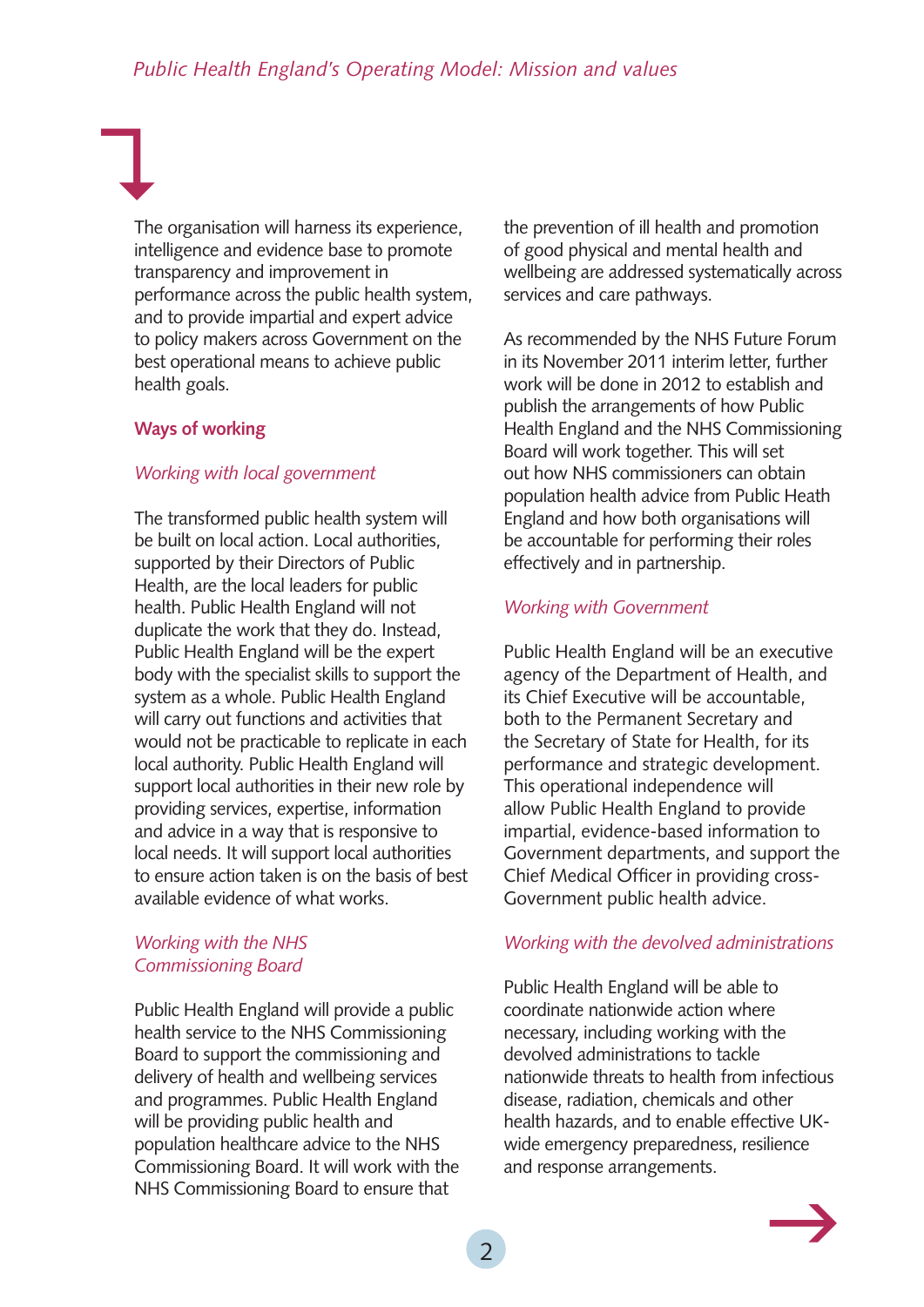The organisation will harness its experience, intelligence and evidence base to promote transparency and improvement in performance across the public health system, and to provide impartial and expert advice to policy makers across Government on the best operational means to achieve public health goals.

## Ways of working

### *Working with local government*

The transformed public health system will be built on local action. Local authorities, supported by their Directors of Public Health, are the local leaders for public health. Public Health England will not duplicate the work that they do. Instead, Public Health England will be the expert body with the specialist skills to support the system as a whole. Public Health England will carry out functions and activities that would not be practicable to replicate in each local authority. Public Health England will support local authorities in their new role by providing services, expertise, information and advice in a way that is responsive to local needs. It will support local authorities to ensure action taken is on the basis of best available evidence of what works.

### *Working with the NHS Commissioning Board*

Public Health England will provide a public health service to the NHS Commissioning Board to support the commissioning and delivery of health and wellbeing services and programmes. Public Health England will be providing public health and population healthcare advice to the NHS Commissioning Board. It will work with the NHS Commissioning Board to ensure that the prevention of ill health and promotion of good physical and mental health and wellbeing are addressed systematically across services and care pathways.

As recommended by the NHS Future Forum in its November 2011 interim letter, further work will be done in 2012 to establish and publish the arrangements of how Public Health England and the NHS Commissioning Board will work together. This will set out how NHS commissioners can obtain population health advice from Public Heath England and how both organisations will be accountable for performing their roles effectively and in partnership.

### *Working with Government*

Public Health England will be an executive agency of the Department of Health, and its Chief Executive will be accountable, both to the Permanent Secretary and the Secretary of State for Health, for its performance and strategic development. This operational independence will allow Public Health England to provide impartial, evidence-based information to Government departments, and support the Chief Medical Officer in providing cross-Government public health advice.

### *Working with the devolved administrations*

Public Health England will be able to coordinate nationwide action where necessary, including working with the devolved administrations to tackle nationwide threats to health from infectious disease, radiation, chemicals and other health hazards, and to enable effective UK-wide emergency preparedness, resilience and response arrangements.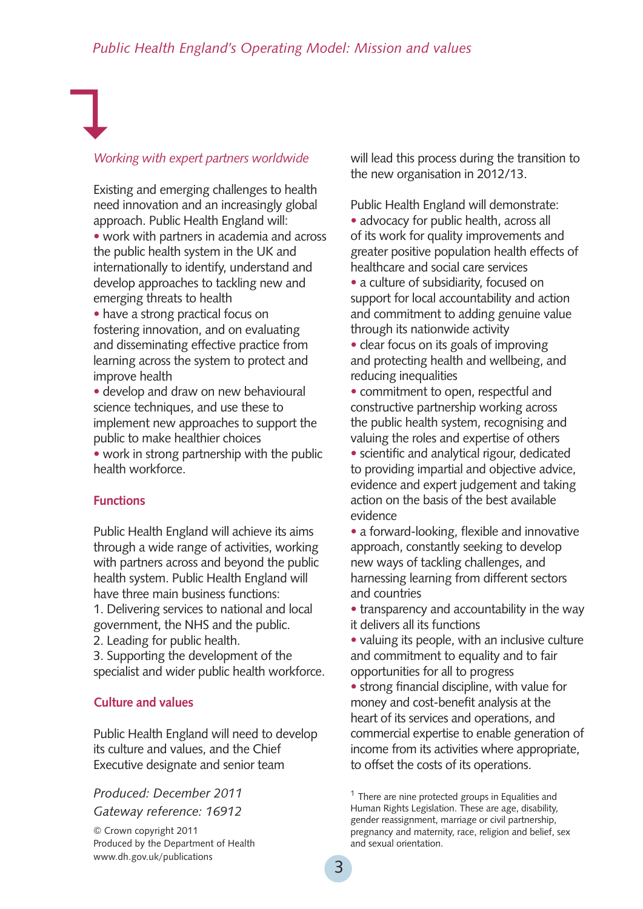*Working with expert partners worldwide*

Existing and emerging challenges to health need innovation and an increasingly global approach. Public Health England will:

- work with partners in academia and across the public health system in the UK and internationally to identify, understand and develop approaches to tackling new and emerging threats to health
- have a strong practical focus on fostering innovation, and on evaluating and disseminating effective practice from learning across the system to protect and improve health
- develop and draw on new behavioural science techniques, and use these to implement new approaches to support the public to make healthier choices
- work in strong partnership with the public health workforce.

## Functions

Public Health England will achieve its aims through a wide range of activities, working with partners across and beyond the public health system. Public Health England will have three main business functions:

1. Delivering services to national and local government, the NHS and the public.
2. Leading for public health.
3. Supporting the development of the specialist and wider public health workforce.

## Culture and values

Public Health England will need to develop its culture and values, and the Chief Executive designate and senior team will lead this process during the transition to the new organisation in 2012/13.

Public Health England will demonstrate:

- advocacy for public health, across all of its work for quality improvements and greater positive population health effects of healthcare and social care services
- a culture of subsidiarity, focused on support for local accountability and action and commitment to adding genuine value through its nationwide activity
- clear focus on its goals of improving and protecting health and wellbeing, and reducing inequalities
- commitment to open, respectful and constructive partnership working across the public health system, recognising and valuing the roles and expertise of others
- scientific and analytical rigour, dedicated to providing impartial and objective advice, evidence and expert judgement and taking action on the basis of the best available evidence
- a forward-looking, flexible and innovative approach, constantly seeking to develop new ways of tackling challenges, and harnessing learning from different sectors and countries
- transparency and accountability in the way it delivers all its functions
- valuing its people, with an inclusive culture and commitment to equality and to fair opportunities for all to progress
- strong financial discipline, with value for money and cost-benefit analysis at the heart of its services and operations, and commercial expertise to enable generation of income from its activities where appropriate, to offset the costs of its operations.

[1] There are nine protected groups in Equalities and Human Rights Legislation. These are age, disability, gender reassignment, marriage or civil partnership, pregnancy and maternity, race, religion and belief, sex and sexual orientation.

*Produced: December 2011*

*Gateway reference: 16912*

© Crown copyright 2011
Produced by the Department of Health
www.dh.gov.uk/publications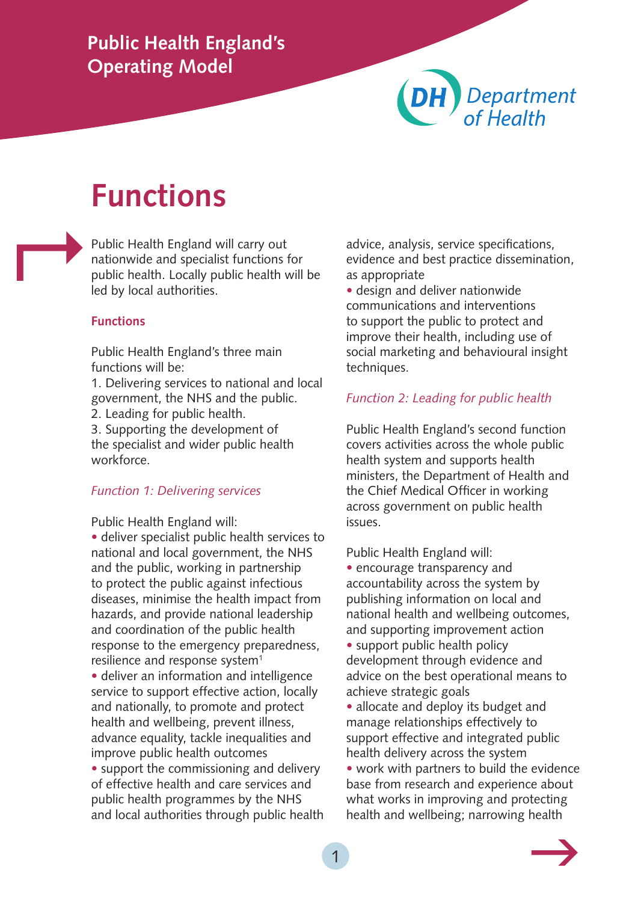# Functions

Public Health England will carry out nationwide and specialist functions for public health. Locally public health will be led by local authorities.

### Functions

Public Health England's three main functions will be:

1. Delivering services to national and local government, the NHS and the public.
2. Leading for public health.
3. Supporting the development of the specialist and wider public health workforce.

*Function 1: Delivering services*

Public Health England will:

- deliver specialist public health services to national and local government, the NHS and the public, working in partnership to protect the public against infectious diseases, minimise the health impact from hazards, and provide national leadership and coordination of the public health response to the emergency preparedness, resilience and response system[1]
- deliver an information and intelligence service to support effective action, locally and nationally, to promote and protect health and wellbeing, prevent illness, advance equality, tackle inequalities and improve public health outcomes
- support the commissioning and delivery of effective health and care services and public health programmes by the NHS and local authorities through public health advice, analysis, service specifications, evidence and best practice dissemination, as appropriate
- design and deliver nationwide communications and interventions to support the public to protect and improve their health, including use of social marketing and behavioural insight techniques.

*Function 2: Leading for public health*

Public Health England's second function covers activities across the whole public health system and supports health ministers, the Department of Health and the Chief Medical Officer in working across government on public health issues.

Public Health England will:

- encourage transparency and accountability across the system by publishing information on local and national health and wellbeing outcomes, and supporting improvement action
- support public health policy development through evidence and advice on the best operational means to achieve strategic goals
- allocate and deploy its budget and manage relationships effectively to support effective and integrated public health delivery across the system
- work with partners to build the evidence base from research and experience about what works in improving and protecting health and wellbeing; narrowing health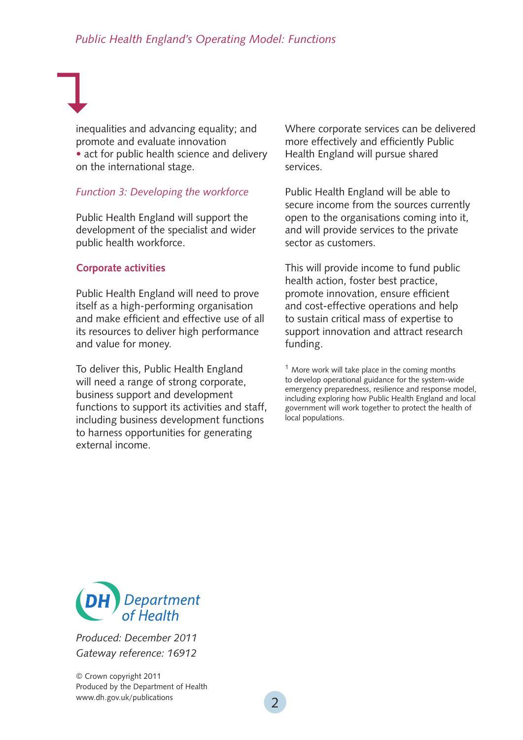inequalities and advancing equality; and promote and evaluate innovation

- act for public health science and delivery on the international stage.

*Function 3: Developing the workforce*

Public Health England will support the development of the specialist and wider public health workforce.

**Corporate activities**

Public Health England will need to prove itself as a high-performing organisation and make efficient and effective use of all its resources to deliver high performance and value for money.

To deliver this, Public Health England will need a range of strong corporate, business support and development functions to support its activities and staff, including business development functions to harness opportunities for generating external income.

Where corporate services can be delivered more effectively and efficiently Public Health England will pursue shared services.

Public Health England will be able to secure income from the sources currently open to the organisations coming into it, and will provide services to the private sector as customers.

This will provide income to fund public health action, foster best practice, promote innovation, ensure efficient and cost-effective operations and help to sustain critical mass of expertise to support innovation and attract research funding.

[1] More work will take place in the coming months to develop operational guidance for the system-wide emergency preparedness, resilience and response model, including exploring how Public Health England and local government will work together to protect the health of local populations.

DH Department of Health

*Produced: December 2011*
*Gateway reference: 16912*

© Crown copyright 2011
Produced by the Department of Health
www.dh.gov.uk/publications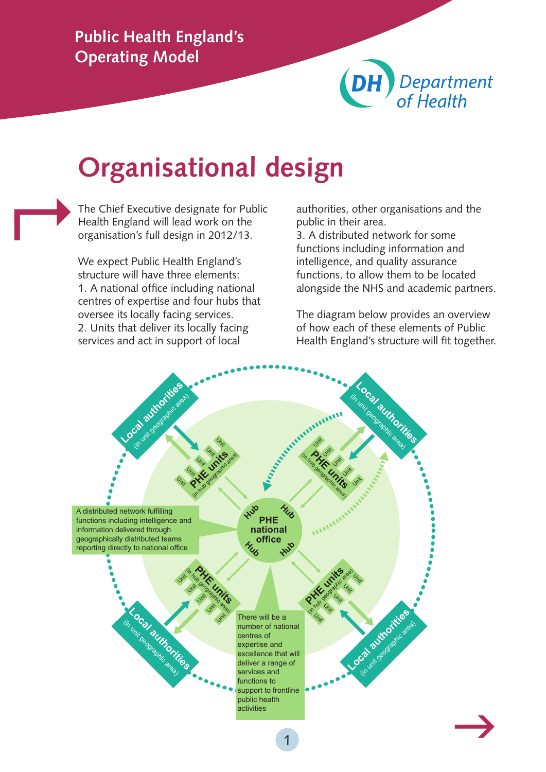Public Health England's Operating Model

# Organisational design

The Chief Executive designate for Public Health England will lead work on the organisation's full design in 2012/13.

We expect Public Health England's structure will have three elements:

1. A national office including national centres of expertise and four hubs that oversee its locally facing services.
2. Units that deliver its locally facing services and act in support of local authorities, other organisations and the public in their area.
3. A distributed network for some functions including information and intelligence, and quality assurance functions, to allow them to be located alongside the NHS and academic partners.

The diagram below provides an overview of how each of these elements of Public Health England's structure will fit together.

A distributed network fulfilling functions including intelligence and information delivered through geographically distributed teams reporting directly to national office

PHE national office

Hub

PHE units (in hub geographic area)

Unit

Local authorities (in unit geographic area)

There will be a number of national centres of expertise and excellence that will deliver a range of services and functions to support to frontline public health activities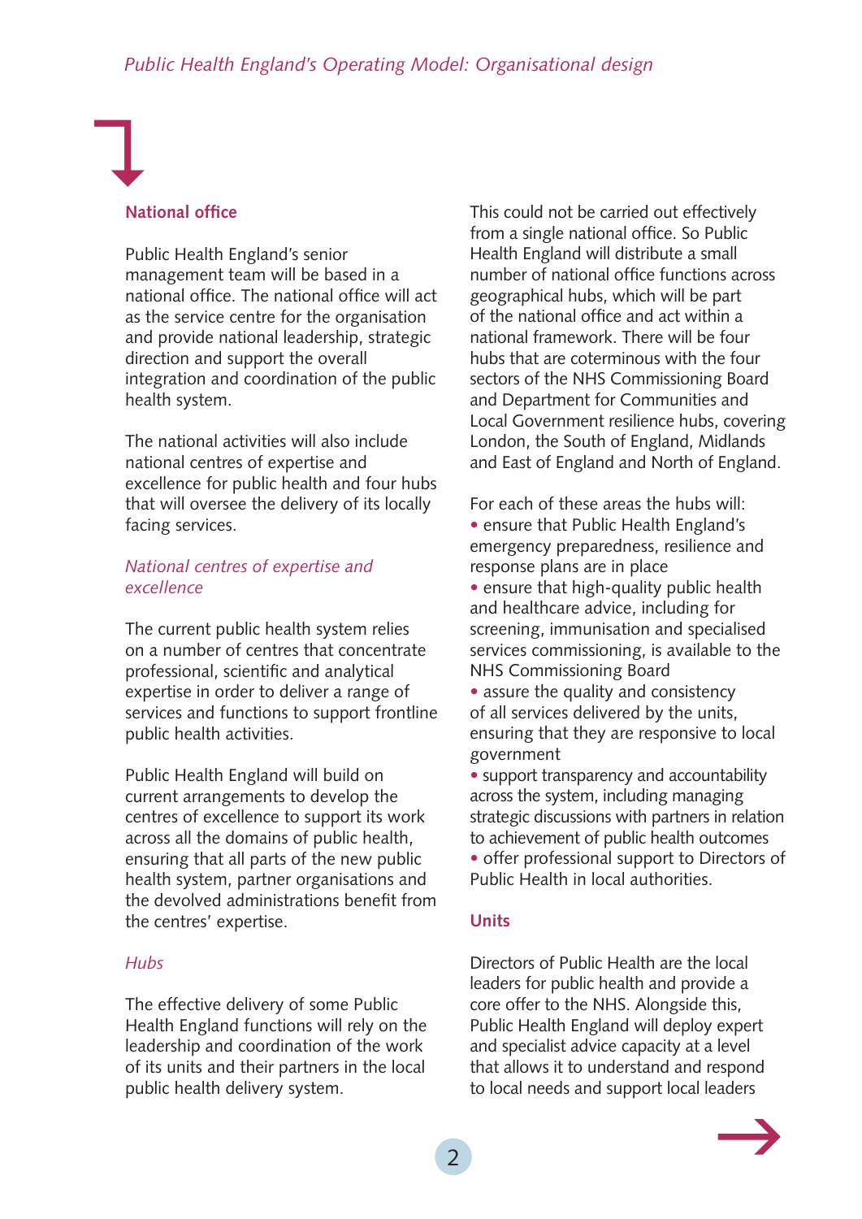## National office

Public Health England's senior management team will be based in a national office. The national office will act as the service centre for the organisation and provide national leadership, strategic direction and support the overall integration and coordination of the public health system.

The national activities will also include national centres of expertise and excellence for public health and four hubs that will oversee the delivery of its locally facing services.

### *National centres of expertise and excellence*

The current public health system relies on a number of centres that concentrate professional, scientific and analytical expertise in order to deliver a range of services and functions to support frontline public health activities.

Public Health England will build on current arrangements to develop the centres of excellence to support its work across all the domains of public health, ensuring that all parts of the new public health system, partner organisations and the devolved administrations benefit from the centres' expertise.

### *Hubs*

The effective delivery of some Public Health England functions will rely on the leadership and coordination of the work of its units and their partners in the local public health delivery system.

This could not be carried out effectively from a single national office. So Public Health England will distribute a small number of national office functions across geographical hubs, which will be part of the national office and act within a national framework. There will be four hubs that are coterminous with the four sectors of the NHS Commissioning Board and Department for Communities and Local Government resilience hubs, covering London, the South of England, Midlands and East of England and North of England.

For each of these areas the hubs will:

- ensure that Public Health England's emergency preparedness, resilience and response plans are in place
- ensure that high-quality public health and healthcare advice, including for screening, immunisation and specialised services commissioning, is available to the NHS Commissioning Board
- assure the quality and consistency of all services delivered by the units, ensuring that they are responsive to local government
- support transparency and accountability across the system, including managing strategic discussions with partners in relation to achievement of public health outcomes
- offer professional support to Directors of Public Health in local authorities.

## Units

Directors of Public Health are the local leaders for public health and provide a core offer to the NHS. Alongside this, Public Health England will deploy expert and specialist advice capacity at a level that allows it to understand and respond to local needs and support local leaders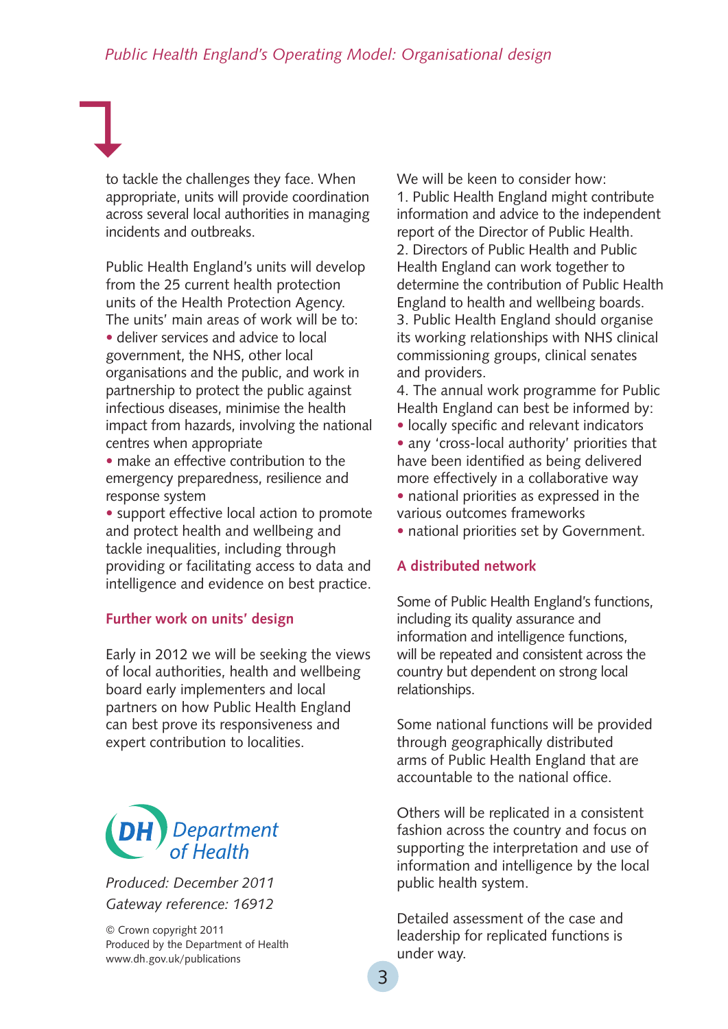to tackle the challenges they face. When appropriate, units will provide coordination across several local authorities in managing incidents and outbreaks.

Public Health England's units will develop from the 25 current health protection units of the Health Protection Agency. The units' main areas of work will be to:

- deliver services and advice to local government, the NHS, other local organisations and the public, and work in partnership to protect the public against infectious diseases, minimise the health impact from hazards, involving the national centres when appropriate
- make an effective contribution to the emergency preparedness, resilience and response system
- support effective local action to promote and protect health and wellbeing and tackle inequalities, including through providing or facilitating access to data and intelligence and evidence on best practice.

## Further work on units' design

Early in 2012 we will be seeking the views of local authorities, health and wellbeing board early implementers and local partners on how Public Health England can best prove its responsiveness and expert contribution to localities.

We will be keen to consider how:

1. Public Health England might contribute information and advice to the independent report of the Director of Public Health.
2. Directors of Public Health and Public Health England can work together to determine the contribution of Public Health England to health and wellbeing boards.
3. Public Health England should organise its working relationships with NHS clinical commissioning groups, clinical senates and providers.
4. The annual work programme for Public Health England can best be informed by:
   - locally specific and relevant indicators
   - any 'cross-local authority' priorities that have been identified as being delivered more effectively in a collaborative way
   - national priorities as expressed in the various outcomes frameworks
   - national priorities set by Government.

## A distributed network

Some of Public Health England's functions, including its quality assurance and information and intelligence functions, will be repeated and consistent across the country but dependent on strong local relationships.

Some national functions will be provided through geographically distributed arms of Public Health England that are accountable to the national office.

Others will be replicated in a consistent fashion across the country and focus on supporting the interpretation and use of information and intelligence by the local public health system.

Detailed assessment of the case and leadership for replicated functions is under way.

DH Department of Health

*Produced: December 2011*
*Gateway reference: 16912*

© Crown copyright 2011
Produced by the Department of Health
www.dh.gov.uk/publications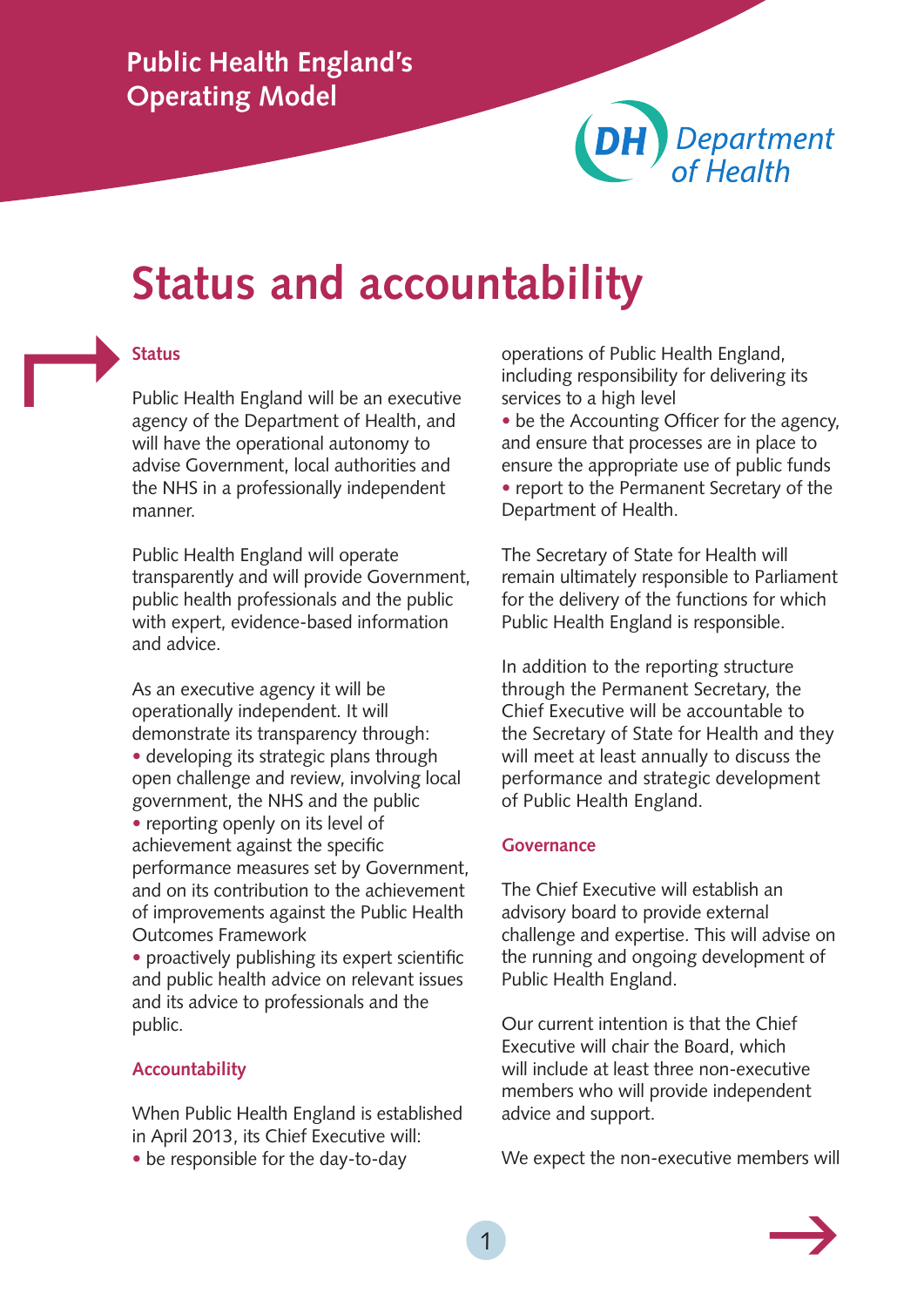# Status and accountability

### Status

Public Health England will be an executive agency of the Department of Health, and will have the operational autonomy to advise Government, local authorities and the NHS in a professionally independent manner.

Public Health England will operate transparently and will provide Government, public health professionals and the public with expert, evidence-based information and advice.

As an executive agency it will be operationally independent. It will demonstrate its transparency through:

- developing its strategic plans through open challenge and review, involving local government, the NHS and the public
- reporting openly on its level of achievement against the specific performance measures set by Government, and on its contribution to the achievement of improvements against the Public Health Outcomes Framework
- proactively publishing its expert scientific and public health advice on relevant issues and its advice to professionals and the public.

### Accountability

When Public Health England is established in April 2013, its Chief Executive will:

- be responsible for the day-to-day operations of Public Health England, including responsibility for delivering its services to a high level
- be the Accounting Officer for the agency, and ensure that processes are in place to ensure the appropriate use of public funds
- report to the Permanent Secretary of the Department of Health.

The Secretary of State for Health will remain ultimately responsible to Parliament for the delivery of the functions for which Public Health England is responsible.

In addition to the reporting structure through the Permanent Secretary, the Chief Executive will be accountable to the Secretary of State for Health and they will meet at least annually to discuss the performance and strategic development of Public Health England.

### Governance

The Chief Executive will establish an advisory board to provide external challenge and expertise. This will advise on the running and ongoing development of Public Health England.

Our current intention is that the Chief Executive will chair the Board, which will include at least three non-executive members who will provide independent advice and support.

We expect the non-executive members will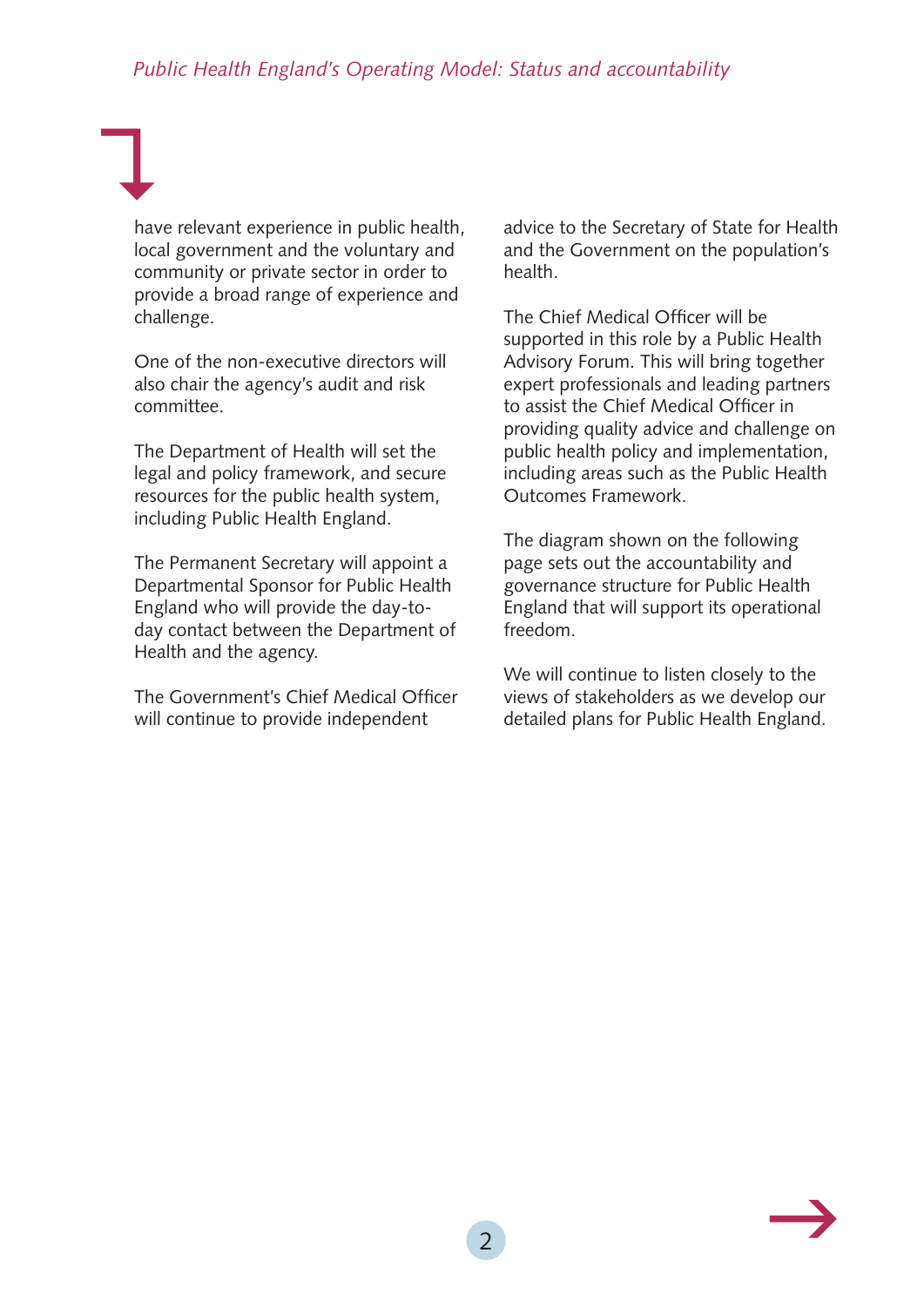have relevant experience in public health, local government and the voluntary and community or private sector in order to provide a broad range of experience and challenge.

One of the non-executive directors will also chair the agency's audit and risk committee.

The Department of Health will set the legal and policy framework, and secure resources for the public health system, including Public Health England.

The Permanent Secretary will appoint a Departmental Sponsor for Public Health England who will provide the day-to-day contact between the Department of Health and the agency.

The Government's Chief Medical Officer will continue to provide independent advice to the Secretary of State for Health and the Government on the population's health.

The Chief Medical Officer will be supported in this role by a Public Health Advisory Forum. This will bring together expert professionals and leading partners to assist the Chief Medical Officer in providing quality advice and challenge on public health policy and implementation, including areas such as the Public Health Outcomes Framework.

The diagram shown on the following page sets out the accountability and governance structure for Public Health England that will support its operational freedom.

We will continue to listen closely to the views of stakeholders as we develop our detailed plans for Public Health England.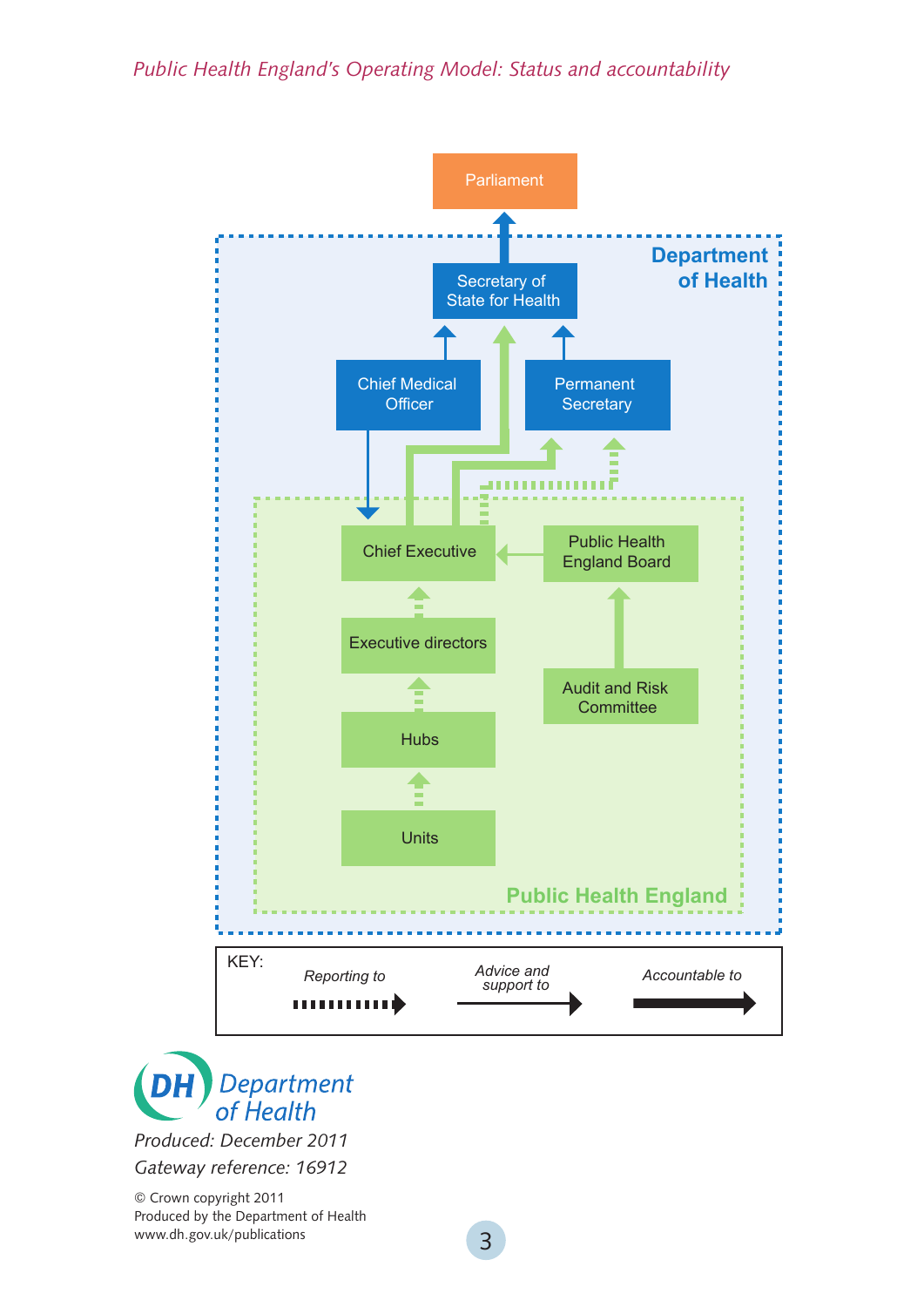Parliament

**Department of Health**

Secretary of State for Health

Chief Medical Officer

Permanent Secretary

Chief Executive

Public Health England Board

Executive directors

Audit and Risk Committee

Hubs

Units

**Public Health England**

KEY:

*Reporting to*

*Advice and support to*

*Accountable to*

*Produced: December 2011*

*Gateway reference: 16912*

© Crown copyright 2011
Produced by the Department of Health
www.dh.gov.uk/publications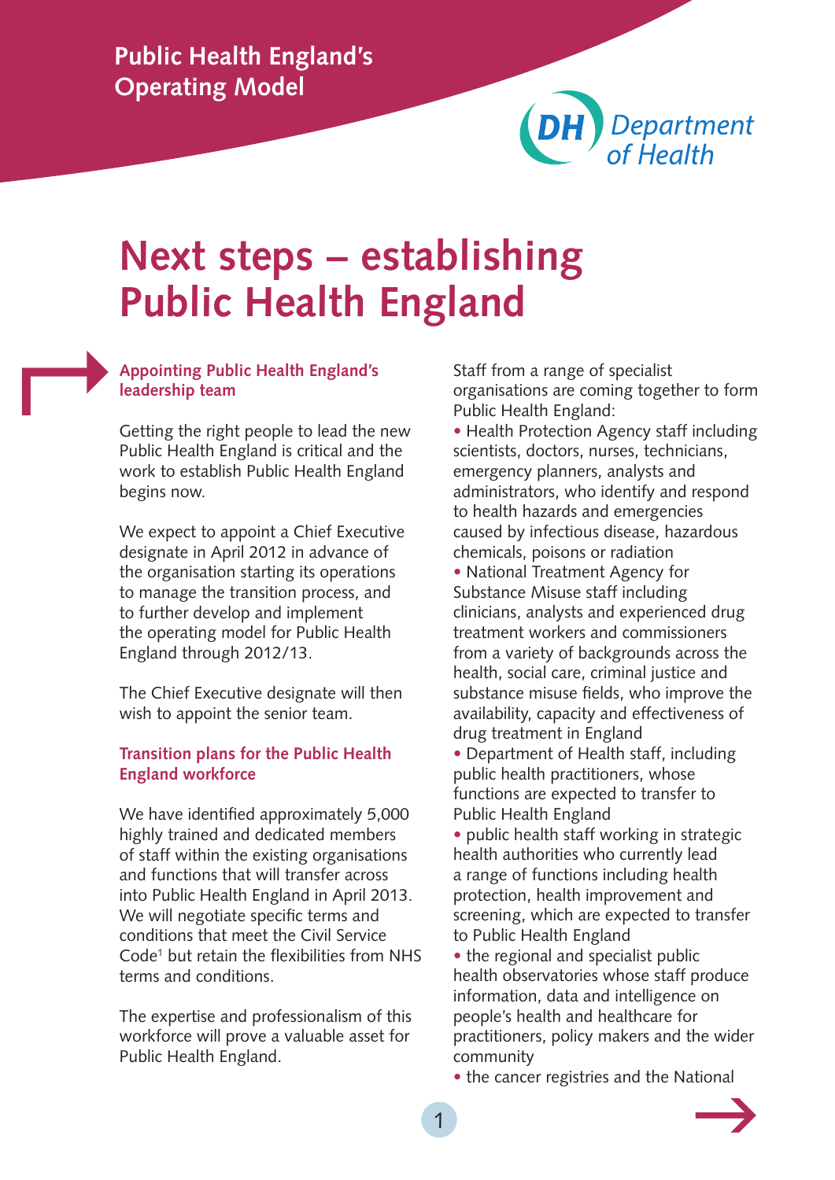Public Health England's Operating Model

# Next steps – establishing Public Health England

### Appointing Public Health England's leadership team

Getting the right people to lead the new Public Health England is critical and the work to establish Public Health England begins now.

We expect to appoint a Chief Executive designate in April 2012 in advance of the organisation starting its operations to manage the transition process, and to further develop and implement the operating model for Public Health England through 2012/13.

The Chief Executive designate will then wish to appoint the senior team.

### Transition plans for the Public Health England workforce

We have identified approximately 5,000 highly trained and dedicated members of staff within the existing organisations and functions that will transfer across into Public Health England in April 2013. We will negotiate specific terms and conditions that meet the Civil Service Code[1] but retain the flexibilities from NHS terms and conditions.

The expertise and professionalism of this workforce will prove a valuable asset for Public Health England.

Staff from a range of specialist organisations are coming together to form Public Health England:

- Health Protection Agency staff including scientists, doctors, nurses, technicians, emergency planners, analysts and administrators, who identify and respond to health hazards and emergencies caused by infectious disease, hazardous chemicals, poisons or radiation
- National Treatment Agency for Substance Misuse staff including clinicians, analysts and experienced drug treatment workers and commissioners from a variety of backgrounds across the health, social care, criminal justice and substance misuse fields, who improve the availability, capacity and effectiveness of drug treatment in England
- Department of Health staff, including public health practitioners, whose functions are expected to transfer to Public Health England
- public health staff working in strategic health authorities who currently lead a range of functions including health protection, health improvement and screening, which are expected to transfer to Public Health England
- the regional and specialist public health observatories whose staff produce information, data and intelligence on people's health and healthcare for practitioners, policy makers and the wider community
- the cancer registries and the National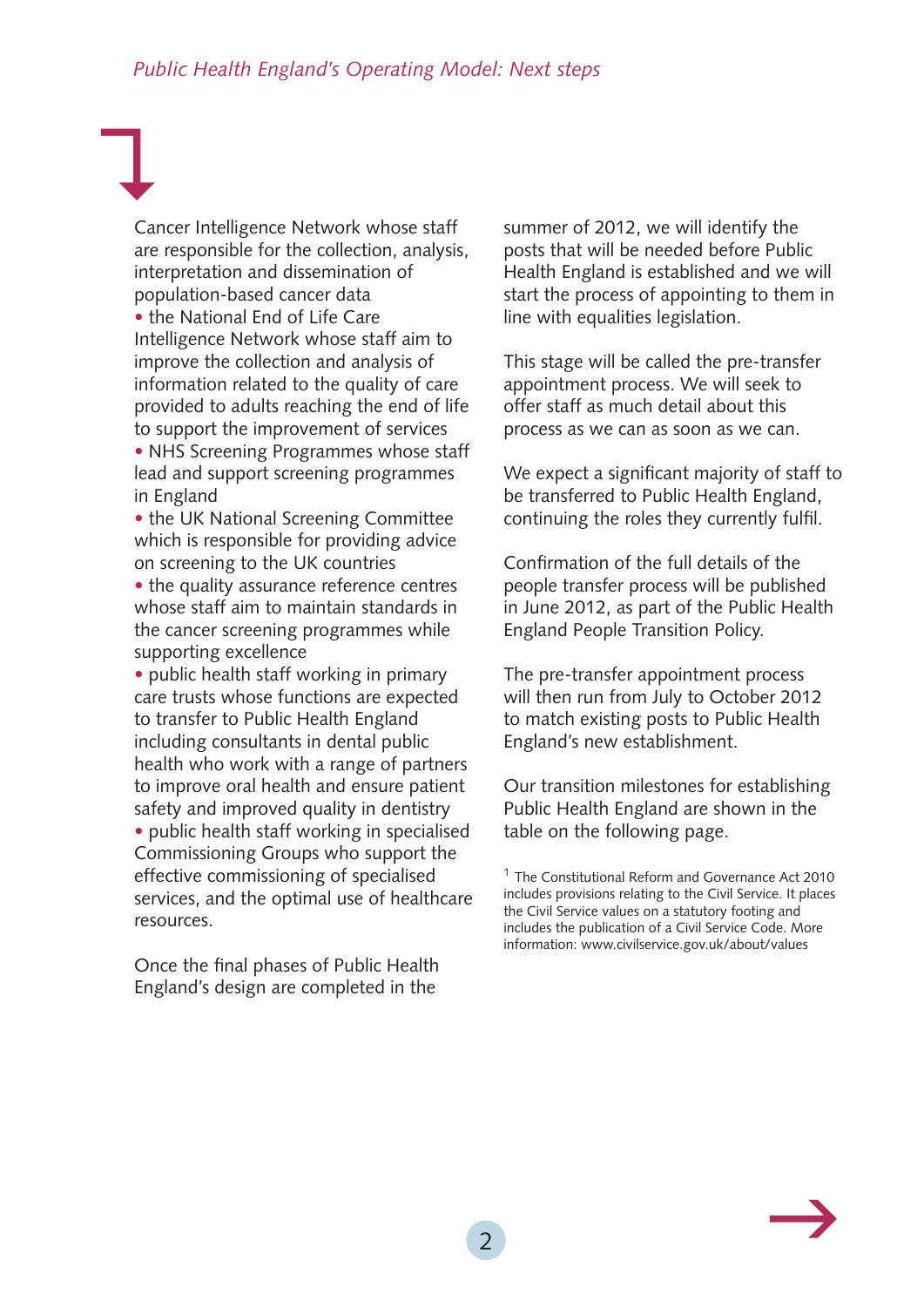Cancer Intelligence Network whose staff are responsible for the collection, analysis, interpretation and dissemination of population-based cancer data

- the National End of Life Care Intelligence Network whose staff aim to improve the collection and analysis of information related to the quality of care provided to adults reaching the end of life to support the improvement of services
- NHS Screening Programmes whose staff lead and support screening programmes in England
- the UK National Screening Committee which is responsible for providing advice on screening to the UK countries
- the quality assurance reference centres whose staff aim to maintain standards in the cancer screening programmes while supporting excellence
- public health staff working in primary care trusts whose functions are expected to transfer to Public Health England including consultants in dental public health who work with a range of partners to improve oral health and ensure patient safety and improved quality in dentistry
- public health staff working in specialised Commissioning Groups who support the effective commissioning of specialised services, and the optimal use of healthcare resources.

Once the final phases of Public Health England's design are completed in the summer of 2012, we will identify the posts that will be needed before Public Health England is established and we will start the process of appointing to them in line with equalities legislation.

This stage will be called the pre-transfer appointment process. We will seek to offer staff as much detail about this process as we can as soon as we can.

We expect a significant majority of staff to be transferred to Public Health England, continuing the roles they currently fulfil.

Confirmation of the full details of the people transfer process will be published in June 2012, as part of the Public Health England People Transition Policy.

The pre-transfer appointment process will then run from July to October 2012 to match existing posts to Public Health England's new establishment.

Our transition milestones for establishing Public Health England are shown in the table on the following page.

[1] The Constitutional Reform and Governance Act 2010 includes provisions relating to the Civil Service. It places the Civil Service values on a statutory footing and includes the publication of a Civil Service Code. More information: www.civilservice.gov.uk/about/values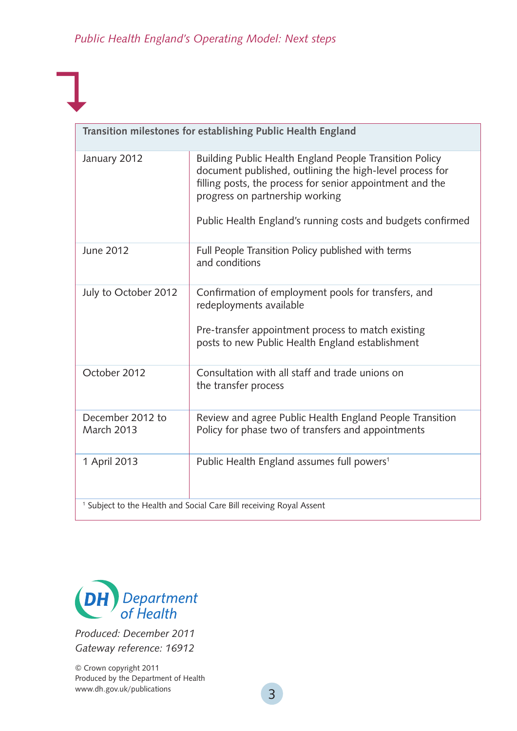| Transition milestones for establishing Public Health England | |
|---|---|
| January 2012 | Building Public Health England People Transition Policy document published, outlining the high-level process for filling posts, the process for senior appointment and the progress on partnership working<br><br>Public Health England's running costs and budgets confirmed |
| June 2012 | Full People Transition Policy published with terms and conditions |
| July to October 2012 | Confirmation of employment pools for transfers, and redeployments available<br><br>Pre-transfer appointment process to match existing posts to new Public Health England establishment |
| October 2012 | Consultation with all staff and trade unions on the transfer process |
| December 2012 to March 2013 | Review and agree Public Health England People Transition Policy for phase two of transfers and appointments |
| 1 April 2013 | Public Health England assumes full powers[1] |

[1] Subject to the Health and Social Care Bill receiving Royal Assent

DH Department of Health

*Produced: December 2011*
*Gateway reference: 16912*

© Crown copyright 2011
Produced by the Department of Health
www.dh.gov.uk/publications